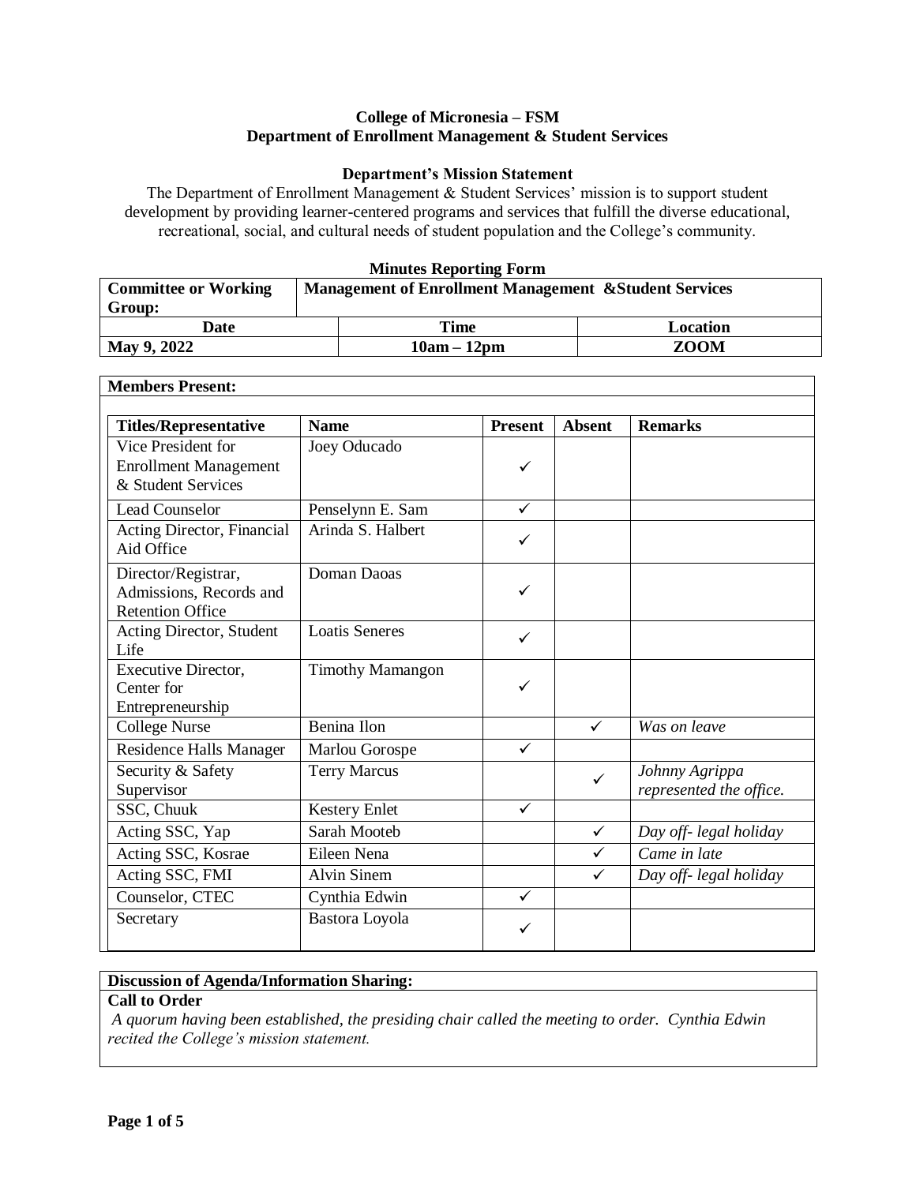**College of Micronesia – FSM**
**Department of Enrollment Management & Student Services**

**Department's Mission Statement**

The Department of Enrollment Management & Student Services' mission is to support student development by providing learner-centered programs and services that fulfill the diverse educational, recreational, social, and cultural needs of student population and the College's community.

**Minutes Reporting Form**

| **Committee or Working Group:** | **Management of Enrollment Management &Student Services** | |
|---|---|---|
| **Date** | **Time** | **Location** |
| **May 9, 2022** | **10am – 12pm** | **ZOOM** |

**Members Present:**

| **Titles/Representative** | **Name** | **Present** | **Absent** | **Remarks** |
|---|---|---|---|---|
| Vice President for Enrollment Management & Student Services | Joey Oducado | ✓ | | |
| Lead Counselor | Penselynn E. Sam | ✓ | | |
| Acting Director, Financial Aid Office | Arinda S. Halbert | ✓ | | |
| Director/Registrar, Admissions, Records and Retention Office | Doman Daoas | ✓ | | |
| Acting Director, Student Life | Loatis Seneres | ✓ | | |
| Executive Director, Center for Entrepreneurship | Timothy Mamangon | ✓ | | |
| College Nurse | Benina Ilon | | ✓ | *Was on leave* |
| Residence Halls Manager | Marlou Gorospe | ✓ | | |
| Security & Safety Supervisor | Terry Marcus | | ✓ | *Johnny Agrippa represented the office.* |
| SSC, Chuuk | Kestery Enlet | ✓ | | |
| Acting SSC, Yap | Sarah Mooteb | | ✓ | *Day off- legal holiday* |
| Acting SSC, Kosrae | Eileen Nena | | ✓ | *Came in late* |
| Acting SSC, FMI | Alvin Sinem | | ✓ | *Day off- legal holiday* |
| Counselor, CTEC | Cynthia Edwin | ✓ | | |
| Secretary | Bastora Loyola | ✓ | | |

**Discussion of Agenda/Information Sharing:**

**Call to Order**

*A quorum having been established, the presiding chair called the meeting to order. Cynthia Edwin recited the College's mission statement.*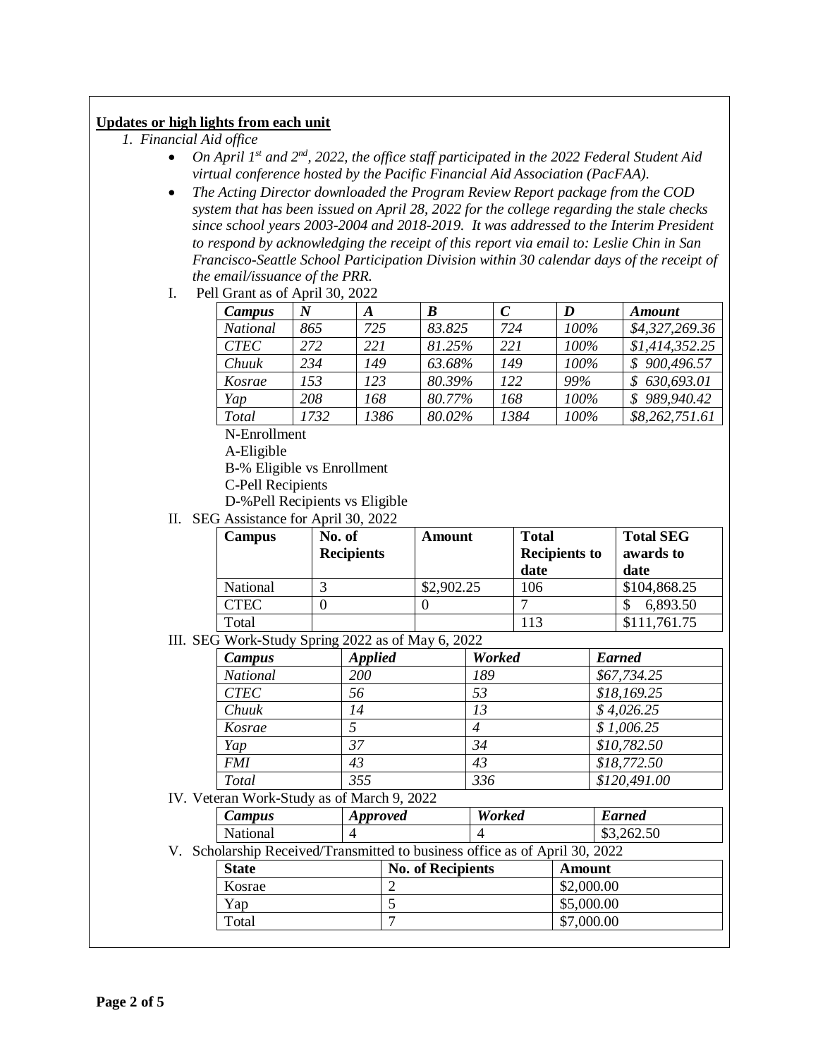**Updates or high lights from each unit**

1. *Financial Aid office*
   - *On April 1st and 2nd, 2022, the office staff participated in the 2022 Federal Student Aid virtual conference hosted by the Pacific Financial Aid Association (PacFAA).*
   - *The Acting Director downloaded the Program Review Report package from the COD system that has been issued on April 28, 2022 for the college regarding the stale checks since school years 2003-2004 and 2018-2019. It was addressed to the Interim President to respond by acknowledging the receipt of this report via email to: Leslie Chin in San Francisco-Seattle School Participation Division within 30 calendar days of the receipt of the email/issuance of the PRR.*

I. Pell Grant as of April 30, 2022

| *Campus* | *N* | *A* | *B* | *C* | *D* | *Amount* |
|---|---|---|---|---|---|---|
| *National* | *865* | *725* | *83.825* | *724* | *100%* | *$4,327,269.36* |
| *CTEC* | *272* | *221* | *81.25%* | *221* | *100%* | *$1,414,352.25* |
| *Chuuk* | *234* | *149* | *63.68%* | *149* | *100%* | *$ 900,496.57* |
| *Kosrae* | *153* | *123* | *80.39%* | *122* | *99%* | *$ 630,693.01* |
| *Yap* | *208* | *168* | *80.77%* | *168* | *100%* | *$ 989,940.42* |
| *Total* | *1732* | *1386* | *80.02%* | *1384* | *100%* | *$8,262,751.61* |

N-Enrollment
A-Eligible
B-% Eligible vs Enrollment
C-Pell Recipients
D-%Pell Recipients vs Eligible

II. SEG Assistance for April 30, 2022

| **Campus** | **No. of Recipients** | **Amount** | **Total Recipients to date** | **Total SEG awards to date** |
|---|---|---|---|---|
| National | 3 | $2,902.25 | 106 | $104,868.25 |
| CTEC | 0 | 0 | 7 | $ 6,893.50 |
| Total | | | 113 | $111,761.75 |

III. SEG Work-Study Spring 2022 as of May 6, 2022

| *Campus* | *Applied* | *Worked* | *Earned* |
|---|---|---|---|
| *National* | *200* | *189* | *$67,734.25* |
| *CTEC* | *56* | *53* | *$18,169.25* |
| *Chuuk* | *14* | *13* | *$ 4,026.25* |
| *Kosrae* | *5* | *4* | *$ 1,006.25* |
| *Yap* | *37* | *34* | *$10,782.50* |
| *FMI* | *43* | *43* | *$18,772.50* |
| *Total* | *355* | *336* | *$120,491.00* |

IV. Veteran Work-Study as of March 9, 2022

| *Campus* | *Approved* | *Worked* | *Earned* |
|---|---|---|---|
| National | 4 | 4 | $3,262.50 |

V. Scholarship Received/Transmitted to business office as of April 30, 2022

| **State** | **No. of Recipients** | **Amount** |
|---|---|---|
| Kosrae | 2 | $2,000.00 |
| Yap | 5 | $5,000.00 |
| Total | 7 | $7,000.00 |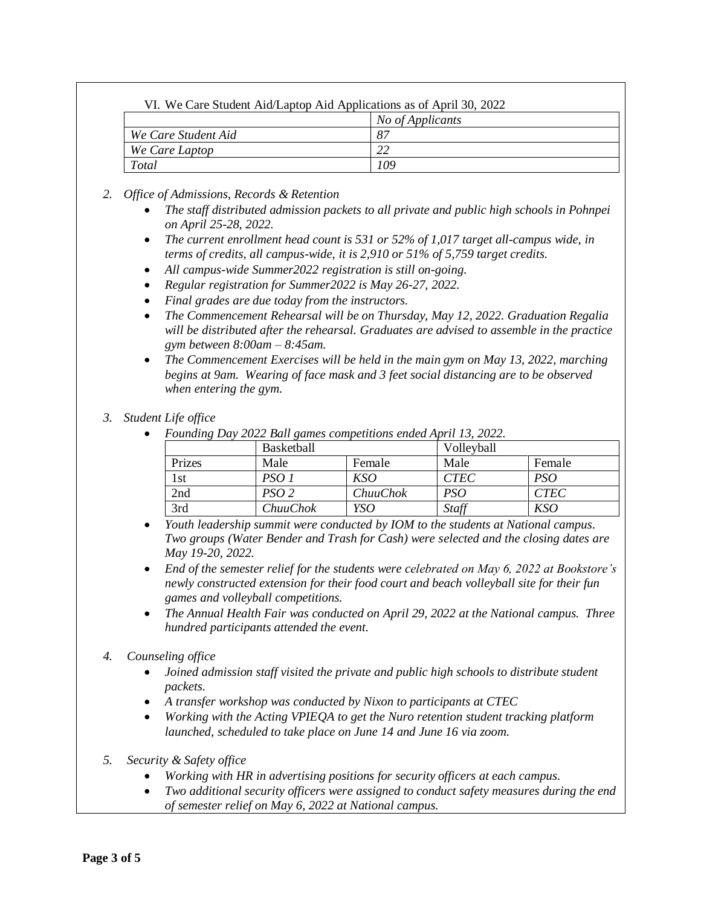VI. We Care Student Aid/Laptop Aid Applications as of April 30, 2022

| | *No of Applicants* |
|---|---|
| *We Care Student Aid* | *87* |
| *We Care Laptop* | *22* |
| *Total* | *109* |

2. *Office of Admissions, Records & Retention*
   - *The staff distributed admission packets to all private and public high schools in Pohnpei on April 25-28, 2022.*
   - *The current enrollment head count is 531 or 52% of 1,017 target all-campus wide, in terms of credits, all campus-wide, it is 2,910 or 51% of 5,759 target credits.*
   - *All campus-wide Summer2022 registration is still on-going.*
   - *Regular registration for Summer2022 is May 26-27, 2022.*
   - *Final grades are due today from the instructors.*
   - *The Commencement Rehearsal will be on Thursday, May 12, 2022. Graduation Regalia will be distributed after the rehearsal. Graduates are advised to assemble in the practice gym between 8:00am – 8:45am.*
   - *The Commencement Exercises will be held in the main gym on May 13, 2022, marching begins at 9am. Wearing of face mask and 3 feet social distancing are to be observed when entering the gym.*

3. *Student Life office*
   - *Founding Day 2022 Ball games competitions ended April 13, 2022.*

| | Basketball | | Volleyball | |
|---|---|---|---|---|
| Prizes | Male | Female | Male | Female |
| 1st | *PSO 1* | *KSO* | *CTEC* | *PSO* |
| 2nd | *PSO 2* | *ChuuChok* | *PSO* | *CTEC* |
| 3rd | *ChuuChok* | *YSO* | *Staff* | *KSO* |

   - *Youth leadership summit were conducted by IOM to the students at National campus. Two groups (Water Bender and Trash for Cash) were selected and the closing dates are May 19-20, 2022.*
   - *End of the semester relief for the students were celebrated on May 6, 2022 at Bookstore's newly constructed extension for their food court and beach volleyball site for their fun games and volleyball competitions.*
   - *The Annual Health Fair was conducted on April 29, 2022 at the National campus. Three hundred participants attended the event.*

4. *Counseling office*
   - *Joined admission staff visited the private and public high schools to distribute student packets.*
   - *A transfer workshop was conducted by Nixon to participants at CTEC*
   - *Working with the Acting VPIEQA to get the Nuro retention student tracking platform launched, scheduled to take place on June 14 and June 16 via zoom.*

5. *Security & Safety office*
   - *Working with HR in advertising positions for security officers at each campus.*
   - *Two additional security officers were assigned to conduct safety measures during the end of semester relief on May 6, 2022 at National campus.*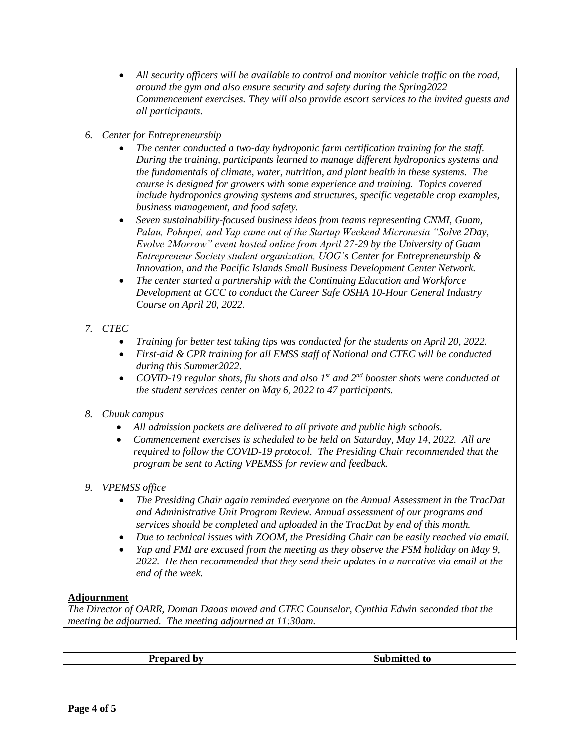- *All security officers will be available to control and monitor vehicle traffic on the road, around the gym and also ensure security and safety during the Spring2022 Commencement exercises. They will also provide escort services to the invited guests and all participants.*

6. *Center for Entrepreneurship*
    - *The center conducted a two-day hydroponic farm certification training for the staff. During the training, participants learned to manage different hydroponics systems and the fundamentals of climate, water, nutrition, and plant health in these systems. The course is designed for growers with some experience and training. Topics covered include hydroponics growing systems and structures, specific vegetable crop examples, business management, and food safety.*
    - *Seven sustainability-focused business ideas from teams representing CNMI, Guam, Palau, Pohnpei, and Yap came out of the Startup Weekend Micronesia "Solve 2Day, Evolve 2Morrow" event hosted online from April 27-29 by the University of Guam Entrepreneur Society student organization, UOG's Center for Entrepreneurship & Innovation, and the Pacific Islands Small Business Development Center Network.*
    - *The center started a partnership with the Continuing Education and Workforce Development at GCC to conduct the Career Safe OSHA 10-Hour General Industry Course on April 20, 2022.*

7. *CTEC*
    - *Training for better test taking tips was conducted for the students on April 20, 2022.*
    - *First-aid & CPR training for all EMSS staff of National and CTEC will be conducted during this Summer2022.*
    - *COVID-19 regular shots, flu shots and also 1st and 2nd booster shots were conducted at the student services center on May 6, 2022 to 47 participants.*

8. *Chuuk campus*
    - *All admission packets are delivered to all private and public high schools.*
    - *Commencement exercises is scheduled to be held on Saturday, May 14, 2022. All are required to follow the COVID-19 protocol. The Presiding Chair recommended that the program be sent to Acting VPEMSS for review and feedback.*

9. *VPEMSS office*
    - *The Presiding Chair again reminded everyone on the Annual Assessment in the TracDat and Administrative Unit Program Review. Annual assessment of our programs and services should be completed and uploaded in the TracDat by end of this month.*
    - *Due to technical issues with ZOOM, the Presiding Chair can be easily reached via email.*
    - *Yap and FMI are excused from the meeting as they observe the FSM holiday on May 9, 2022. He then recommended that they send their updates in a narrative via email at the end of the week.*

**Adjournment**

*The Director of OARR, Doman Daoas moved and CTEC Counselor, Cynthia Edwin seconded that the meeting be adjourned. The meeting adjourned at 11:30am.*

| Prepared by | Submitted to |
|---|---|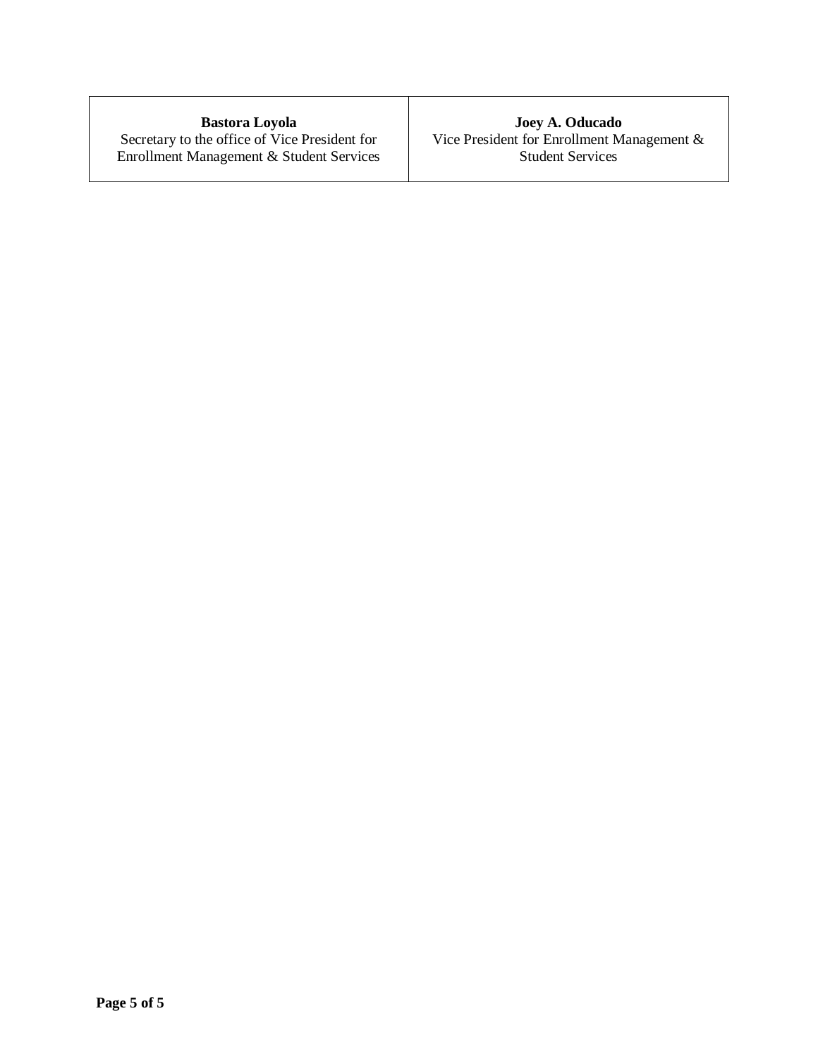| | |
|---|---|
| **Bastora Loyola**<br>Secretary to the office of Vice President for Enrollment Management & Student Services | **Joey A. Oducado**<br>Vice President for Enrollment Management & Student Services |